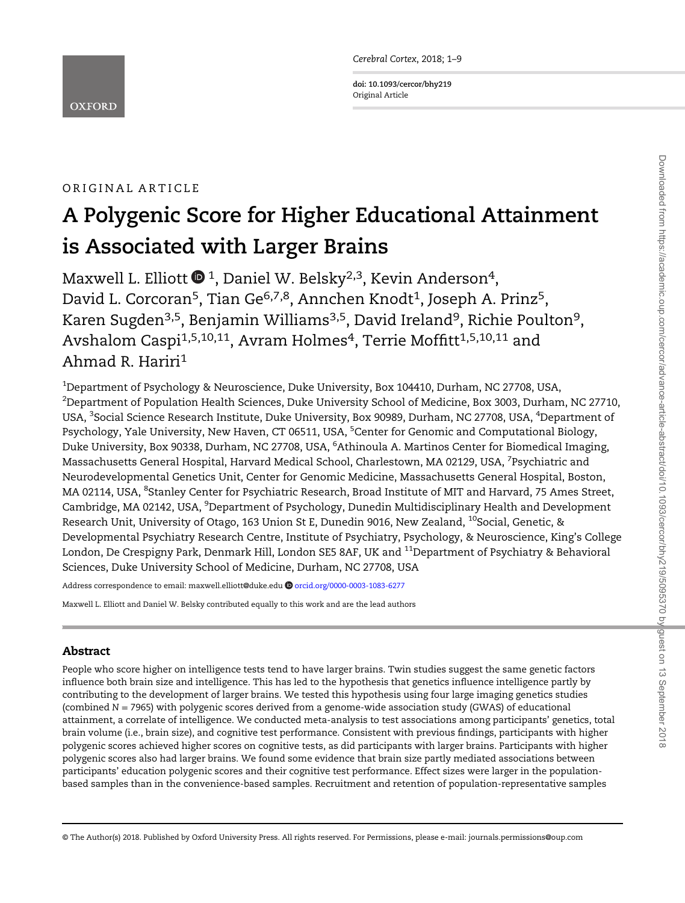ORIGINAL ARTICLE

# A Polygenic Score for Higher Educational Attainment is Associated with Larger Brains

Maxwell L. Elliott [1], Daniel W. Belsky[2,3], Kevin Anderson[4], David L. Corcoran[5], Tian Ge[6,7,8], Annchen Knodt[1], Joseph A. Prinz[5], Karen Sugden[3,5], Benjamin Williams[3,5], David Ireland[9], Richie Poulton[9], Avshalom Caspi[1,5,10,11], Avram Holmes[4], Terrie Moffitt[1,5,10,11] and Ahmad R. Hariri[1]

[1]Department of Psychology & Neuroscience, Duke University, Box 104410, Durham, NC 27708, USA, [2]Department of Population Health Sciences, Duke University School of Medicine, Box 3003, Durham, NC 27710, USA, [3]Social Science Research Institute, Duke University, Box 90989, Durham, NC 27708, USA, [4]Department of Psychology, Yale University, New Haven, CT 06511, USA, [5]Center for Genomic and Computational Biology, Duke University, Box 90338, Durham, NC 27708, USA, [6]Athinoula A. Martinos Center for Biomedical Imaging, Massachusetts General Hospital, Harvard Medical School, Charlestown, MA 02129, USA, [7]Psychiatric and Neurodevelopmental Genetics Unit, Center for Genomic Medicine, Massachusetts General Hospital, Boston, MA 02114, USA, [8]Stanley Center for Psychiatric Research, Broad Institute of MIT and Harvard, 75 Ames Street, Cambridge, MA 02142, USA, [9]Department of Psychology, Dunedin Multidisciplinary Health and Development Research Unit, University of Otago, 163 Union St E, Dunedin 9016, New Zealand, [10]Social, Genetic, & Developmental Psychiatry Research Centre, Institute of Psychiatry, Psychology, & Neuroscience, King's College London, De Crespigny Park, Denmark Hill, London SE5 8AF, UK and [11]Department of Psychiatry & Behavioral Sciences, Duke University School of Medicine, Durham, NC 27708, USA

Address correspondence to email: maxwell.elliott@duke.edu orcid.org/0000-0003-1083-6277

Maxwell L. Elliott and Daniel W. Belsky contributed equally to this work and are the lead authors

## Abstract

People who score higher on intelligence tests tend to have larger brains. Twin studies suggest the same genetic factors influence both brain size and intelligence. This has led to the hypothesis that genetics influence intelligence partly by contributing to the development of larger brains. We tested this hypothesis using four large imaging genetics studies (combined N = 7965) with polygenic scores derived from a genome-wide association study (GWAS) of educational attainment, a correlate of intelligence. We conducted meta-analysis to test associations among participants' genetics, total brain volume (i.e., brain size), and cognitive test performance. Consistent with previous findings, participants with higher polygenic scores achieved higher scores on cognitive tests, as did participants with larger brains. Participants with higher polygenic scores also had larger brains. We found some evidence that brain size partly mediated associations between participants' education polygenic scores and their cognitive test performance. Effect sizes were larger in the population-based samples than in the convenience-based samples. Recruitment and retention of population-representative samples

© The Author(s) 2018. Published by Oxford University Press. All rights reserved. For Permissions, please e-mail: journals.permissions@oup.com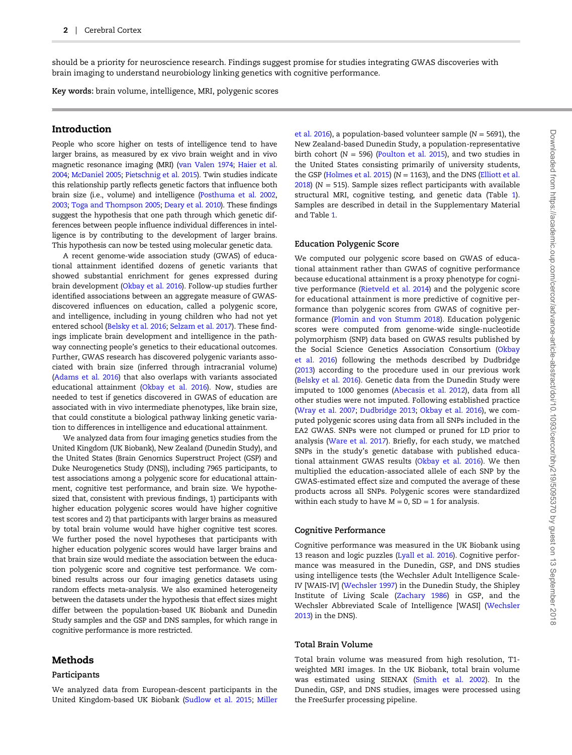should be a priority for neuroscience research. Findings suggest promise for studies integrating GWAS discoveries with brain imaging to understand neurobiology linking genetics with cognitive performance.

**Key words:** brain volume, intelligence, MRI, polygenic scores

## Introduction

People who score higher on tests of intelligence tend to have larger brains, as measured by ex vivo brain weight and in vivo magnetic resonance imaging (MRI) (van Valen 1974; Haier et al. 2004; McDaniel 2005; Pietschnig et al. 2015). Twin studies indicate this relationship partly reflects genetic factors that influence both brain size (i.e., volume) and intelligence (Posthuma et al. 2002, 2003; Toga and Thompson 2005; Deary et al. 2010). These findings suggest the hypothesis that one path through which genetic differences between people influence individual differences in intelligence is by contributing to the development of larger brains. This hypothesis can now be tested using molecular genetic data.

A recent genome-wide association study (GWAS) of educational attainment identified dozens of genetic variants that showed substantial enrichment for genes expressed during brain development (Okbay et al. 2016). Follow-up studies further identified associations between an aggregate measure of GWAS-discovered influences on education, called a polygenic score, and intelligence, including in young children who had not yet entered school (Belsky et al. 2016; Selzam et al. 2017). These findings implicate brain development and intelligence in the pathway connecting people's genetics to their educational outcomes. Further, GWAS research has discovered polygenic variants associated with brain size (inferred through intracranial volume) (Adams et al. 2016) that also overlaps with variants associated educational attainment (Okbay et al. 2016). Now, studies are needed to test if genetics discovered in GWAS of education are associated with in vivo intermediate phenotypes, like brain size, that could constitute a biological pathway linking genetic variation to differences in intelligence and educational attainment.

We analyzed data from four imaging genetics studies from the United Kingdom (UK Biobank), New Zealand (Dunedin Study), and the United States (Brain Genomics Superstruct Project (GSP) and Duke Neurogenetics Study (DNS)), including 7965 participants, to test associations among a polygenic score for educational attainment, cognitive test performance, and brain size. We hypothesized that, consistent with previous findings, 1) participants with higher education polygenic scores would have higher cognitive test scores and 2) that participants with larger brains as measured by total brain volume would have higher cognitive test scores. We further posed the novel hypotheses that participants with higher education polygenic scores would have larger brains and that brain size would mediate the association between the education polygenic score and cognitive test performance. We combined results across our four imaging genetics datasets using random effects meta-analysis. We also examined heterogeneity between the datasets under the hypothesis that effect sizes might differ between the population-based UK Biobank and Dunedin Study samples and the GSP and DNS samples, for which range in cognitive performance is more restricted.

## Methods

### Participants

We analyzed data from European-descent participants in the United Kingdom-based UK Biobank (Sudlow et al. 2015; Miller et al. 2016), a population-based volunteer sample (N = 5691), the New Zealand-based Dunedin Study, a population-representative birth cohort (N = 596) (Poulton et al. 2015), and two studies in the United States consisting primarily of university students, the GSP (Holmes et al. 2015) (N = 1163), and the DNS (Elliott et al. 2018) (N = 515). Sample sizes reflect participants with available structural MRI, cognitive testing, and genetic data (Table 1). Samples are described in detail in the Supplementary Material and Table 1.

### Education Polygenic Score

We computed our polygenic score based on GWAS of educational attainment rather than GWAS of cognitive performance because educational attainment is a proxy phenotype for cognitive performance (Rietveld et al. 2014) and the polygenic score for educational attainment is more predictive of cognitive performance than polygenic scores from GWAS of cognitive performance (Plomin and von Stumm 2018). Education polygenic scores were computed from genome-wide single-nucleotide polymorphism (SNP) data based on GWAS results published by the Social Science Genetics Association Consortium (Okbay et al. 2016) following the methods described by Dudbridge (2013) according to the procedure used in our previous work (Belsky et al. 2016). Genetic data from the Dunedin Study were imputed to 1000 genomes (Abecasis et al. 2012), data from all other studies were not imputed. Following established practice (Wray et al. 2007; Dudbridge 2013; Okbay et al. 2016), we computed polygenic scores using data from all SNPs included in the EA2 GWAS. SNPs were not clumped or pruned for LD prior to analysis (Ware et al. 2017). Briefly, for each study, we matched SNPs in the study's genetic database with published educational attainment GWAS results (Okbay et al. 2016). We then multiplied the education-associated allele of each SNP by the GWAS-estimated effect size and computed the average of these products across all SNPs. Polygenic scores were standardized within each study to have M = 0, SD = 1 for analysis.

### Cognitive Performance

Cognitive performance was measured in the UK Biobank using 13 reason and logic puzzles (Lyall et al. 2016). Cognitive performance was measured in the Dunedin, GSP, and DNS studies using intelligence tests (the Wechsler Adult Intelligence Scale-IV [WAIS-IV] (Wechsler 1997) in the Dunedin Study, the Shipley Institute of Living Scale (Zachary 1986) in GSP, and the Wechsler Abbreviated Scale of Intelligence [WASI] (Wechsler 2013) in the DNS).

### Total Brain Volume

Total brain volume was measured from high resolution, T1-weighted MRI images. In the UK Biobank, total brain volume was estimated using SIENAX (Smith et al. 2002). In the Dunedin, GSP, and DNS studies, images were processed using the FreeSurfer processing pipeline.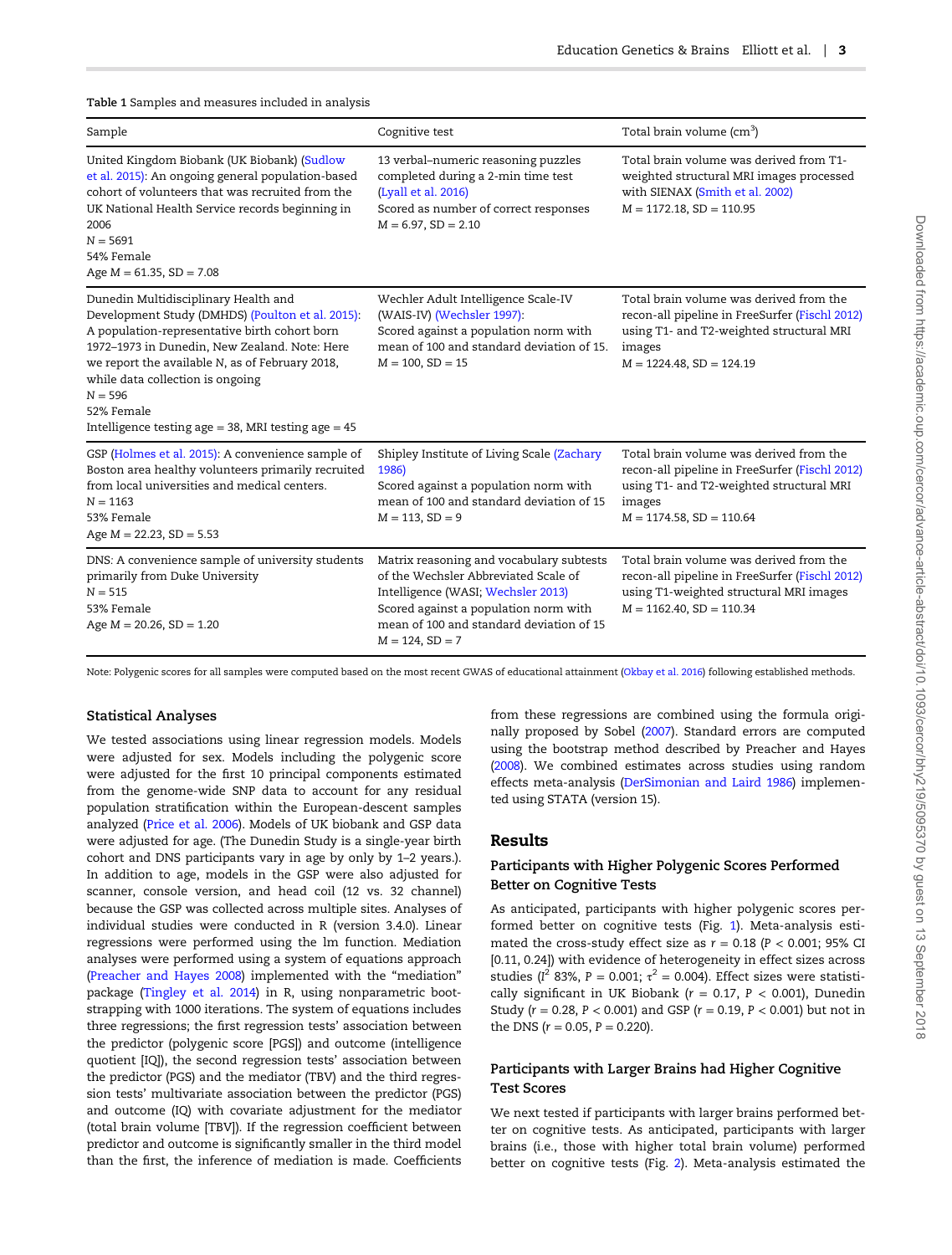Table 1 Samples and measures included in analysis

| Sample | Cognitive test | Total brain volume ($cm^3$) |
|---|---|---|
| United Kingdom Biobank (UK Biobank) (Sudlow et al. 2015): An ongoing general population-based cohort of volunteers that was recruited from the UK National Health Service records beginning in 2006<br>N = 5691<br>54% Female<br>Age M = 61.35, SD = 7.08 | 13 verbal–numeric reasoning puzzles completed during a 2-min time test (Lyall et al. 2016)<br>Scored as number of correct responses<br>M = 6.97, SD = 2.10 | Total brain volume was derived from T1-weighted structural MRI images processed with SIENAX (Smith et al. 2002)<br>M = 1172.18, SD = 110.95 |
| Dunedin Multidisciplinary Health and Development Study (DMHDS) (Poulton et al. 2015): A population-representative birth cohort born 1972–1973 in Dunedin, New Zealand. Note: Here we report the available N, as of February 2018, while data collection is ongoing<br>N = 596<br>52% Female<br>Intelligence testing age = 38, MRI testing age = 45 | Wechler Adult Intelligence Scale-IV (WAIS-IV) (Wechsler 1997):<br>Scored against a population norm with mean of 100 and standard deviation of 15.<br>M = 100, SD = 15 | Total brain volume was derived from the recon-all pipeline in FreeSurfer (Fischl 2012) using T1- and T2-weighted structural MRI images<br>M = 1224.48, SD = 124.19 |
| GSP (Holmes et al. 2015): A convenience sample of Boston area healthy volunteers primarily recruited from local universities and medical centers.<br>N = 1163<br>53% Female<br>Age M = 22.23, SD = 5.53 | Shipley Institute of Living Scale (Zachary 1986)<br>Scored against a population norm with mean of 100 and standard deviation of 15<br>M = 113, SD = 9 | Total brain volume was derived from the recon-all pipeline in FreeSurfer (Fischl 2012) using T1- and T2-weighted structural MRI images<br>M = 1174.58, SD = 110.64 |
| DNS: A convenience sample of university students primarily from Duke University<br>N = 515<br>53% Female<br>Age M = 20.26, SD = 1.20 | Matrix reasoning and vocabulary subtests of the Wechsler Abbreviated Scale of Intelligence (WASI; Wechsler 2013)<br>Scored against a population norm with mean of 100 and standard deviation of 15<br>M = 124, SD = 7 | Total brain volume was derived from the recon-all pipeline in FreeSurfer (Fischl 2012) using T1-weighted structural MRI images<br>M = 1162.40, SD = 110.34 |

Note: Polygenic scores for all samples were computed based on the most recent GWAS of educational attainment (Okbay et al. 2016) following established methods.

## Statistical Analyses

We tested associations using linear regression models. Models were adjusted for sex. Models including the polygenic score were adjusted for the first 10 principal components estimated from the genome-wide SNP data to account for any residual population stratification within the European-descent samples analyzed (Price et al. 2006). Models of UK biobank and GSP data were adjusted for age. (The Dunedin Study is a single-year birth cohort and DNS participants vary in age by only by 1–2 years.). In addition to age, models in the GSP were also adjusted for scanner, console version, and head coil (12 vs. 32 channel) because the GSP was collected across multiple sites. Analyses of individual studies were conducted in R (version 3.4.0). Linear regressions were performed using the lm function. Mediation analyses were performed using a system of equations approach (Preacher and Hayes 2008) implemented with the "mediation" package (Tingley et al. 2014) in R, using nonparametric bootstrapping with 1000 iterations. The system of equations includes three regressions; the first regression tests' association between the predictor (polygenic score [PGS]) and outcome (intelligence quotient [IQ]), the second regression tests' association between the predictor (PGS) and the mediator (TBV) and the third regression tests' multivariate association between the predictor (PGS) and outcome (IQ) with covariate adjustment for the mediator (total brain volume [TBV]). If the regression coefficient between predictor and outcome is significantly smaller in the third model than the first, the inference of mediation is made. Coefficients from these regressions are combined using the formula originally proposed by Sobel (2007). Standard errors are computed using the bootstrap method described by Preacher and Hayes (2008). We combined estimates across studies using random effects meta-analysis (DerSimonian and Laird 1986) implemented using STATA (version 15).

# Results

## Participants with Higher Polygenic Scores Performed Better on Cognitive Tests

As anticipated, participants with higher polygenic scores performed better on cognitive tests (Fig. 1). Meta-analysis estimated the cross-study effect size as $r = 0.18$ ($P < 0.001$; 95% CI [0.11, 0.24]) with evidence of heterogeneity in effect sizes across studies ($I^2$ 83%, $P = 0.001$; $\tau^2 = 0.004$). Effect sizes were statistically significant in UK Biobank ($r = 0.17$, $P < 0.001$), Dunedin Study ($r = 0.28$, $P < 0.001$) and GSP ($r = 0.19$, $P < 0.001$) but not in the DNS ($r = 0.05$, $P = 0.220$).

## Participants with Larger Brains had Higher Cognitive Test Scores

We next tested if participants with larger brains performed better on cognitive tests. As anticipated, participants with larger brains (i.e., those with higher total brain volume) performed better on cognitive tests (Fig. 2). Meta-analysis estimated the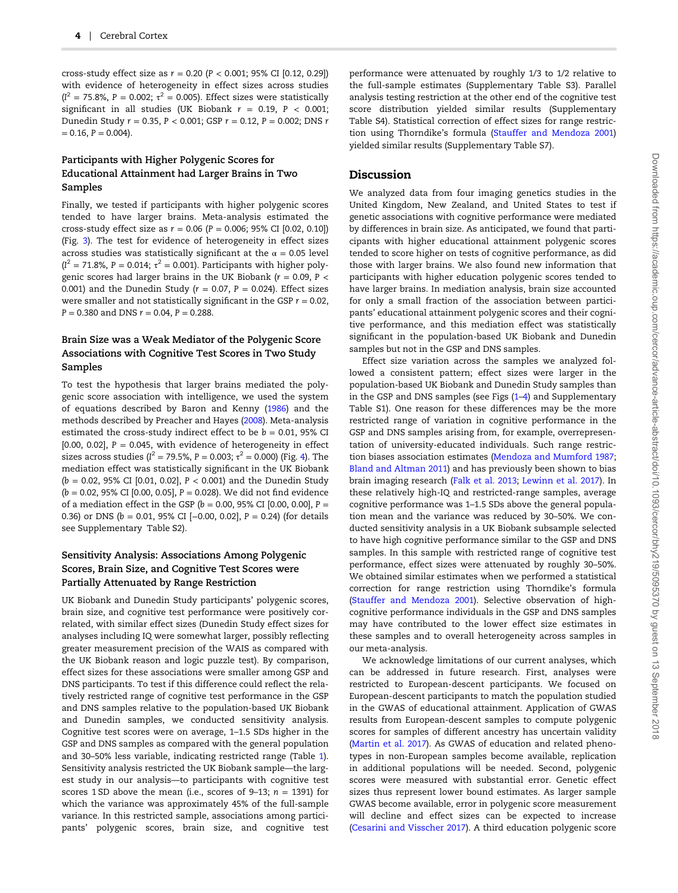cross-study effect size as $r = 0.20$ ($P < 0.001$; 95% CI [0.12, 0.29]) with evidence of heterogeneity in effect sizes across studies ($I^2 = 75.8\%$, $P = 0.002$; $\tau^2 = 0.005$). Effect sizes were statistically significant in all studies (UK Biobank $r = 0.19$, $P < 0.001$; Dunedin Study $r = 0.35$, $P < 0.001$; GSP $r = 0.12$, $P = 0.002$; DNS $r = 0.16$, $P = 0.004$).

### Participants with Higher Polygenic Scores for Educational Attainment had Larger Brains in Two Samples

Finally, we tested if participants with higher polygenic scores tended to have larger brains. Meta-analysis estimated the cross-study effect size as $r = 0.06$ ($P = 0.006$; 95% CI [0.02, 0.10]) (Fig. 3). The test for evidence of heterogeneity in effect sizes across studies was statistically significant at the $\alpha = 0.05$ level ($I^2 = 71.8\%$, $P = 0.014$; $\tau^2 = 0.001$). Participants with higher polygenic scores had larger brains in the UK Biobank ($r = 0.09$, $P < 0.001$) and the Dunedin Study ($r = 0.07$, $P = 0.024$). Effect sizes were smaller and not statistically significant in the GSP $r = 0.02$, $P = 0.380$ and DNS $r = 0.04$, $P = 0.288$.

### Brain Size was a Weak Mediator of the Polygenic Score Associations with Cognitive Test Scores in Two Study Samples

To test the hypothesis that larger brains mediated the polygenic score association with intelligence, we used the system of equations described by Baron and Kenny (1986) and the methods described by Preacher and Hayes (2008). Meta-analysis estimated the cross-study indirect effect to be $b = 0.01$, 95% CI [0.00, 0.02], $P = 0.045$, with evidence of heterogeneity in effect sizes across studies ($I^2 = 79.5\%$, $P = 0.003$; $\tau^2 = 0.000$) (Fig. 4). The mediation effect was statistically significant in the UK Biobank ($b = 0.02$, 95% CI [0.01, 0.02], $P < 0.001$) and the Dunedin Study ($b = 0.02$, 95% CI [0.00, 0.05], $P = 0.028$). We did not find evidence of a mediation effect in the GSP ($b = 0.00$, 95% CI [0.00, 0.00], $P = 0.36$) or DNS ($b = 0.01$, 95% CI [−0.00, 0.02], $P = 0.24$) (for details see Supplementary Table S2).

### Sensitivity Analysis: Associations Among Polygenic Scores, Brain Size, and Cognitive Test Scores were Partially Attenuated by Range Restriction

UK Biobank and Dunedin Study participants' polygenic scores, brain size, and cognitive test performance were positively correlated, with similar effect sizes (Dunedin Study effect sizes for analyses including IQ were somewhat larger, possibly reflecting greater measurement precision of the WAIS as compared with the UK Biobank reason and logic puzzle test). By comparison, effect sizes for these associations were smaller among GSP and DNS participants. To test if this difference could reflect the relatively restricted range of cognitive test performance in the GSP and DNS samples relative to the population-based UK Biobank and Dunedin samples, we conducted sensitivity analysis. Cognitive test scores were on average, 1–1.5 SDs higher in the GSP and DNS samples as compared with the general population and 30–50% less variable, indicating restricted range (Table 1). Sensitivity analysis restricted the UK Biobank sample—the largest study in our analysis—to participants with cognitive test scores 1 SD above the mean (i.e., scores of 9–13; $n = 1391$) for which the variance was approximately 45% of the full-sample variance. In this restricted sample, associations among participants' polygenic scores, brain size, and cognitive test performance were attenuated by roughly 1/3 to 1/2 relative to the full-sample estimates (Supplementary Table S3). Parallel analysis testing restriction at the other end of the cognitive test score distribution yielded similar results (Supplementary Table S4). Statistical correction of effect sizes for range restriction using Thorndike's formula (Stauffer and Mendoza 2001) yielded similar results (Supplementary Table S7).

## Discussion

We analyzed data from four imaging genetics studies in the United Kingdom, New Zealand, and United States to test if genetic associations with cognitive performance were mediated by differences in brain size. As anticipated, we found that participants with higher educational attainment polygenic scores tended to score higher on tests of cognitive performance, as did those with larger brains. We also found new information that participants with higher education polygenic scores tended to have larger brains. In mediation analysis, brain size accounted for only a small fraction of the association between participants' educational attainment polygenic scores and their cognitive performance, and this mediation effect was statistically significant in the population-based UK Biobank and Dunedin samples but not in the GSP and DNS samples.

Effect size variation across the samples we analyzed followed a consistent pattern; effect sizes were larger in the population-based UK Biobank and Dunedin Study samples than in the GSP and DNS samples (see Figs (1–4) and Supplementary Table S1). One reason for these differences may be the more restricted range of variation in cognitive performance in the GSP and DNS samples arising from, for example, overrepresentation of university-educated individuals. Such range restriction biases association estimates (Mendoza and Mumford 1987; Bland and Altman 2011) and has previously been shown to bias brain imaging research (Falk et al. 2013; Lewinn et al. 2017). In these relatively high-IQ and restricted-range samples, average cognitive performance was 1–1.5 SDs above the general population mean and the variance was reduced by 30–50%. We conducted sensitivity analysis in a UK Biobank subsample selected to have high cognitive performance similar to the GSP and DNS samples. In this sample with restricted range of cognitive test performance, effect sizes were attenuated by roughly 30–50%. We obtained similar estimates when we performed a statistical correction for range restriction using Thorndike's formula (Stauffer and Mendoza 2001). Selective observation of high-cognitive performance individuals in the GSP and DNS samples may have contributed to the lower effect size estimates in these samples and to overall heterogeneity across samples in our meta-analysis.

We acknowledge limitations of our current analyses, which can be addressed in future research. First, analyses were restricted to European-descent participants. We focused on European-descent participants to match the population studied in the GWAS of educational attainment. Application of GWAS results from European-descent samples to compute polygenic scores for samples of different ancestry has uncertain validity (Martin et al. 2017). As GWAS of education and related phenotypes in non-European samples become available, replication in additional populations will be needed. Second, polygenic scores were measured with substantial error. Genetic effect sizes thus represent lower bound estimates. As larger sample GWAS become available, error in polygenic score measurement will decline and effect sizes can be expected to increase (Cesarini and Visscher 2017). A third education polygenic score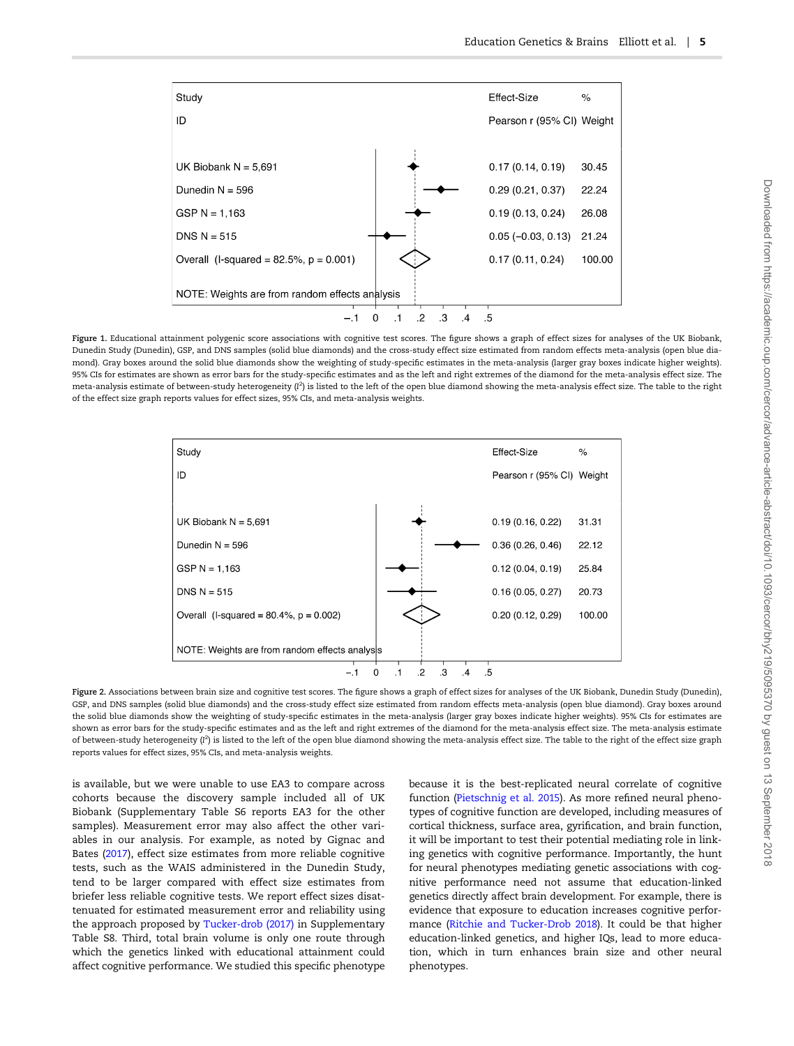| Study ID | Effect-Size Pearson r (95% CI) | % Weight |
|---|---|---|
| UK Biobank N = 5,691 | 0.17 (0.14, 0.19) | 30.45 |
| Dunedin N = 596 | 0.29 (0.21, 0.37) | 22.24 |
| GSP N = 1,163 | 0.19 (0.13, 0.24) | 26.08 |
| DNS N = 515 | 0.05 (−0.03, 0.13) | 21.24 |
| Overall (I-squared = 82.5%, p = 0.001) | 0.17 (0.11, 0.24) | 100.00 |

NOTE: Weights are from random effects analysis

**Figure 1.** Educational attainment polygenic score associations with cognitive test scores. The figure shows a graph of effect sizes for analyses of the UK Biobank, Dunedin Study (Dunedin), GSP, and DNS samples (solid blue diamonds) and the cross-study effect size estimated from random effects meta-analysis (open blue diamond). Gray boxes around the solid blue diamonds show the weighting of study-specific estimates in the meta-analysis (larger gray boxes indicate higher weights). 95% CIs for estimates are shown as error bars for the study-specific estimates and as the left and right extremes of the diamond for the meta-analysis effect size. The meta-analysis estimate of between-study heterogeneity ($I^2$) is listed to the left of the open blue diamond showing the meta-analysis effect size. The table to the right of the effect size graph reports values for effect sizes, 95% CIs, and meta-analysis weights.

| Study ID | Effect-Size Pearson r (95% CI) | % Weight |
|---|---|---|
| UK Biobank N = 5,691 | 0.19 (0.16, 0.22) | 31.31 |
| Dunedin N = 596 | 0.36 (0.26, 0.46) | 22.12 |
| GSP N = 1,163 | 0.12 (0.04, 0.19) | 25.84 |
| DNS N = 515 | 0.16 (0.05, 0.27) | 20.73 |
| Overall (I-squared = 80.4%, p = 0.002) | 0.20 (0.12, 0.29) | 100.00 |

NOTE: Weights are from random effects analysis

**Figure 2.** Associations between brain size and cognitive test scores. The figure shows a graph of effect sizes for analyses of the UK Biobank, Dunedin Study (Dunedin), GSP, and DNS samples (solid blue diamonds) and the cross-study effect size estimated from random effects meta-analysis (open blue diamond). Gray boxes around the solid blue diamonds show the weighting of study-specific estimates in the meta-analysis (larger gray boxes indicate higher weights). 95% CIs for estimates are shown as error bars for the study-specific estimates and as the left and right extremes of the diamond for the meta-analysis effect size. The meta-analysis estimate of between-study heterogeneity ($I^2$) is listed to the left of the open blue diamond showing the meta-analysis effect size. The table to the right of the effect size graph reports values for effect sizes, 95% CIs, and meta-analysis weights.

is available, but we were unable to use EA3 to compare across cohorts because the discovery sample included all of UK Biobank (Supplementary Table S6 reports EA3 for the other samples). Measurement error may also affect the other variables in our analysis. For example, as noted by Gignac and Bates (2017), effect size estimates from more reliable cognitive tests, such as the WAIS administered in the Dunedin Study, tend to be larger compared with effect size estimates from briefer less reliable cognitive tests. We report effect sizes disattenuated for estimated measurement error and reliability using the approach proposed by Tucker-drob (2017) in Supplementary Table S8. Third, total brain volume is only one route through which the genetics linked with educational attainment could affect cognitive performance. We studied this specific phenotype because it is the best-replicated neural correlate of cognitive function (Pietschnig et al. 2015). As more refined neural phenotypes of cognitive function are developed, including measures of cortical thickness, surface area, gyrification, and brain function, it will be important to test their potential mediating role in linking genetics with cognitive performance. Importantly, the hunt for neural phenotypes mediating genetic associations with cognitive performance need not assume that education-linked genetics directly affect brain development. For example, there is evidence that exposure to education increases cognitive performance (Ritchie and Tucker-Drob 2018). It could be that higher education-linked genetics, and higher IQs, lead to more education, which in turn enhances brain size and other neural phenotypes.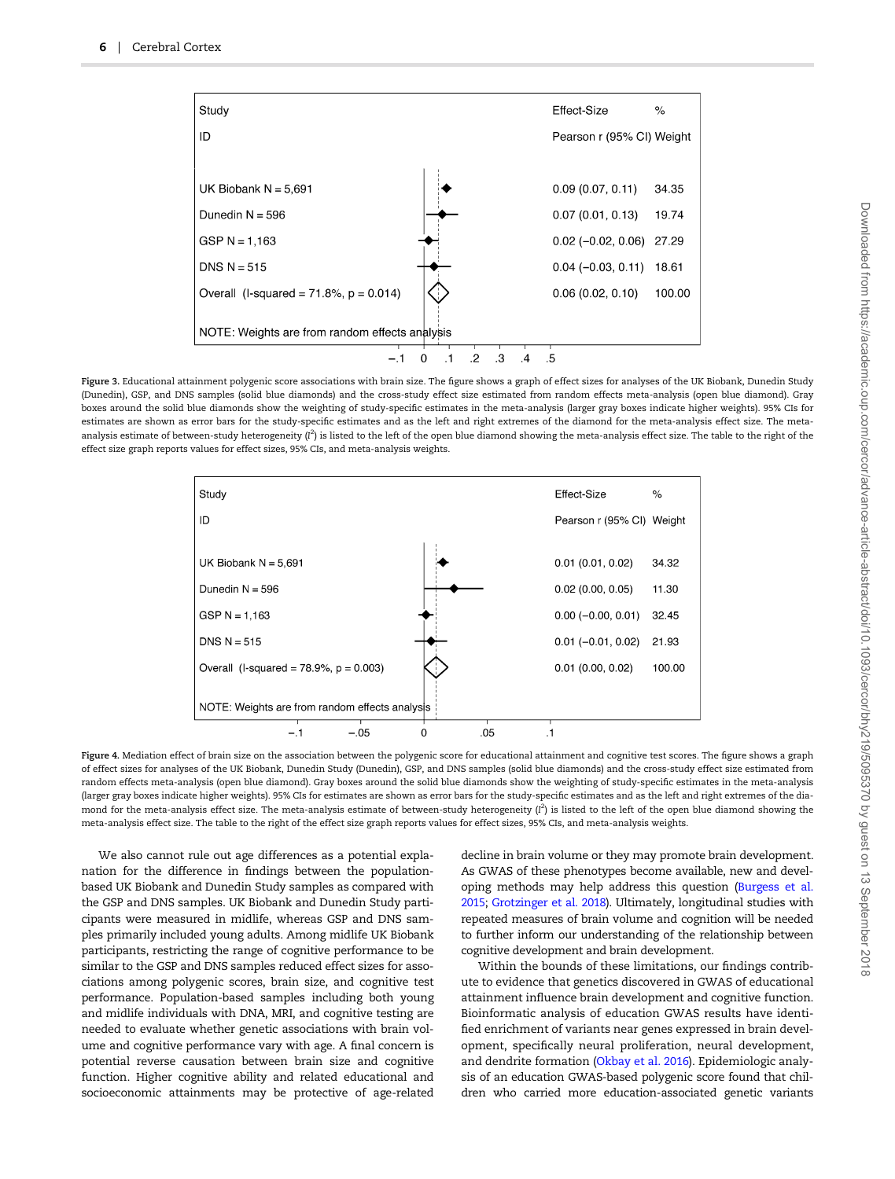Study
ID

Effect-Size
Pearson r (95% CI)

%
Weight

UK Biobank N = 5,691 0.09 (0.07, 0.11) 34.35

Dunedin N = 596 0.07 (0.01, 0.13) 19.74

GSP N = 1,163 0.02 (−0.02, 0.06) 27.29

DNS N = 515 0.04 (−0.03, 0.11) 18.61

Overall (I-squared = 71.8%, p = 0.014) 0.06 (0.02, 0.10) 100.00

NOTE: Weights are from random effects analysis

−.1 0 .1 .2 .3 .4 .5

**Figure 3.** Educational attainment polygenic score associations with brain size. The figure shows a graph of effect sizes for analyses of the UK Biobank, Dunedin Study (Dunedin), GSP, and DNS samples (solid blue diamonds) and the cross-study effect size estimated from random effects meta-analysis (open blue diamond). Gray boxes around the solid blue diamonds show the weighting of study-specific estimates in the meta-analysis (larger gray boxes indicate higher weights). 95% CIs for estimates are shown as error bars for the study-specific estimates and as the left and right extremes of the diamond for the meta-analysis effect size. The meta-analysis estimate of between-study heterogeneity ($I^2$) is listed to the left of the open blue diamond showing the meta-analysis effect size. The table to the right of the effect size graph reports values for effect sizes, 95% CIs, and meta-analysis weights.

Study
ID

Effect-Size
Pearson r (95% CI)

%
Weight

UK Biobank N = 5,691 0.01 (0.01, 0.02) 34.32

Dunedin N = 596 0.02 (0.00, 0.05) 11.30

GSP N = 1,163 0.00 (−0.00, 0.01) 32.45

DNS N = 515 0.01 (−0.01, 0.02) 21.93

Overall (I-squared = 78.9%, p = 0.003) 0.01 (0.00, 0.02) 100.00

NOTE: Weights are from random effects analysis

−.1 −.05 0 .05 .1

**Figure 4.** Mediation effect of brain size on the association between the polygenic score for educational attainment and cognitive test scores. The figure shows a graph of effect sizes for analyses of the UK Biobank, Dunedin Study (Dunedin), GSP, and DNS samples (solid blue diamonds) and the cross-study effect size estimated from random effects meta-analysis (open blue diamond). Gray boxes around the solid blue diamonds show the weighting of study-specific estimates in the meta-analysis (larger gray boxes indicate higher weights). 95% CIs for estimates are shown as error bars for the study-specific estimates and as the left and right extremes of the diamond for the meta-analysis effect size. The meta-analysis estimate of between-study heterogeneity ($I^2$) is listed to the left of the open blue diamond showing the meta-analysis effect size. The table to the right of the effect size graph reports values for effect sizes, 95% CIs, and meta-analysis weights.

We also cannot rule out age differences as a potential explanation for the difference in findings between the population-based UK Biobank and Dunedin Study samples as compared with the GSP and DNS samples. UK Biobank and Dunedin Study participants were measured in midlife, whereas GSP and DNS samples primarily included young adults. Among midlife UK Biobank participants, restricting the range of cognitive performance to be similar to the GSP and DNS samples reduced effect sizes for associations among polygenic scores, brain size, and cognitive test performance. Population-based samples including both young and midlife individuals with DNA, MRI, and cognitive testing are needed to evaluate whether genetic associations with brain volume and cognitive performance vary with age. A final concern is potential reverse causation between brain size and cognitive function. Higher cognitive ability and related educational and socioeconomic attainments may be protective of age-related decline in brain volume or they may promote brain development. As GWAS of these phenotypes become available, new and developing methods may help address this question (Burgess et al. 2015; Grotzinger et al. 2018). Ultimately, longitudinal studies with repeated measures of brain volume and cognition will be needed to further inform our understanding of the relationship between cognitive development and brain development.

Within the bounds of these limitations, our findings contribute to evidence that genetics discovered in GWAS of educational attainment influence brain development and cognitive function. Bioinformatic analysis of education GWAS results have identified enrichment of variants near genes expressed in brain development, specifically neural proliferation, neural development, and dendrite formation (Okbay et al. 2016). Epidemiologic analysis of an education GWAS-based polygenic score found that children who carried more education-associated genetic variants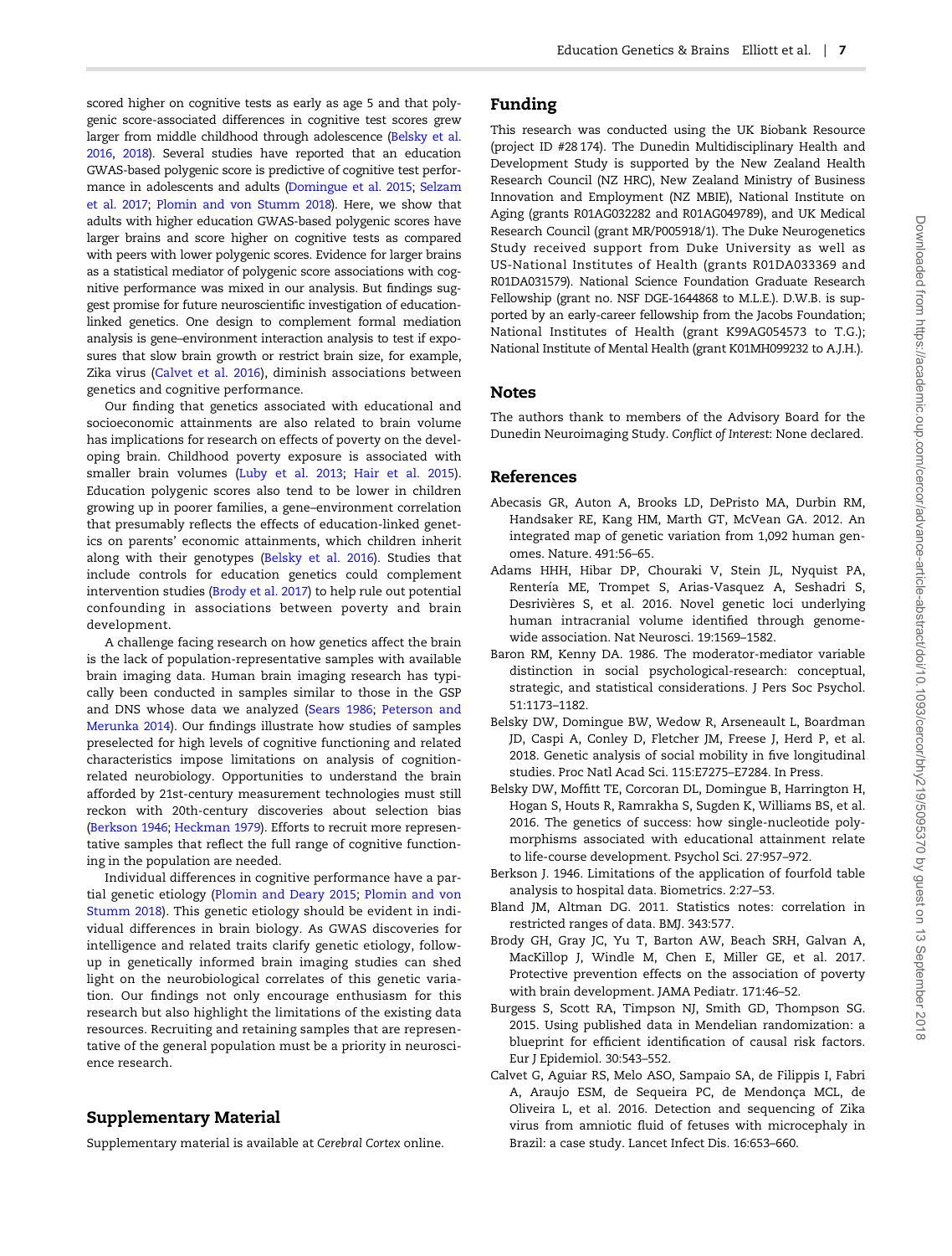scored higher on cognitive tests as early as age 5 and that polygenic score-associated differences in cognitive test scores grew larger from middle childhood through adolescence (Belsky et al. 2016, 2018). Several studies have reported that an education GWAS-based polygenic score is predictive of cognitive test performance in adolescents and adults (Domingue et al. 2015; Selzam et al. 2017; Plomin and von Stumm 2018). Here, we show that adults with higher education GWAS-based polygenic scores have larger brains and score higher on cognitive tests as compared with peers with lower polygenic scores. Evidence for larger brains as a statistical mediator of polygenic score associations with cognitive performance was mixed in our analysis. But findings suggest promise for future neuroscientific investigation of education-linked genetics. One design to complement formal mediation analysis is gene–environment interaction analysis to test if exposures that slow brain growth or restrict brain size, for example, Zika virus (Calvet et al. 2016), diminish associations between genetics and cognitive performance.

Our finding that genetics associated with educational and socioeconomic attainments are also related to brain volume has implications for research on effects of poverty on the developing brain. Childhood poverty exposure is associated with smaller brain volumes (Luby et al. 2013; Hair et al. 2015). Education polygenic scores also tend to be lower in children growing up in poorer families, a gene–environment correlation that presumably reflects the effects of education-linked genetics on parents' economic attainments, which children inherit along with their genotypes (Belsky et al. 2016). Studies that include controls for education genetics could complement intervention studies (Brody et al. 2017) to help rule out potential confounding in associations between poverty and brain development.

A challenge facing research on how genetics affect the brain is the lack of population-representative samples with available brain imaging data. Human brain imaging research has typically been conducted in samples similar to those in the GSP and DNS whose data we analyzed (Sears 1986; Peterson and Merunka 2014). Our findings illustrate how studies of samples preselected for high levels of cognitive functioning and related characteristics impose limitations on analysis of cognition-related neurobiology. Opportunities to understand the brain afforded by 21st-century measurement technologies must still reckon with 20th-century discoveries about selection bias (Berkson 1946; Heckman 1979). Efforts to recruit more representative samples that reflect the full range of cognitive functioning in the population are needed.

Individual differences in cognitive performance have a partial genetic etiology (Plomin and Deary 2015; Plomin and von Stumm 2018). This genetic etiology should be evident in individual differences in brain biology. As GWAS discoveries for intelligence and related traits clarify genetic etiology, follow-up in genetically informed brain imaging studies can shed light on the neurobiological correlates of this genetic variation. Our findings not only encourage enthusiasm for this research but also highlight the limitations of the existing data resources. Recruiting and retaining samples that are representative of the general population must be a priority in neuroscience research.

## Supplementary Material

Supplementary material is available at *Cerebral Cortex* online.

## Funding

This research was conducted using the UK Biobank Resource (project ID #28 174). The Dunedin Multidisciplinary Health and Development Study is supported by the New Zealand Health Research Council (NZ HRC), New Zealand Ministry of Business Innovation and Employment (NZ MBIE), National Institute on Aging (grants R01AG032282 and R01AG049789), and UK Medical Research Council (grant MR/P005918/1). The Duke Neurogenetics Study received support from Duke University as well as US-National Institutes of Health (grants R01DA033369 and R01DA031579). National Science Foundation Graduate Research Fellowship (grant no. NSF DGE-1644868 to M.L.E.). D.W.B. is supported by an early-career fellowship from the Jacobs Foundation; National Institutes of Health (grant K99AG054573 to T.G.); National Institute of Mental Health (grant K01MH099232 to A.J.H.).

## Notes

The authors thank to members of the Advisory Board for the Dunedin Neuroimaging Study. *Conflict of Interest*: None declared.

## References

Abecasis GR, Auton A, Brooks LD, DePristo MA, Durbin RM, Handsaker RE, Kang HM, Marth GT, McVean GA. 2012. An integrated map of genetic variation from 1,092 human genomes. Nature. 491:56–65.

Adams HHH, Hibar DP, Chouraki V, Stein JL, Nyquist PA, Rentería ME, Trompet S, Arias-Vasquez A, Seshadri S, Desrivières S, et al. 2016. Novel genetic loci underlying human intracranial volume identified through genome-wide association. Nat Neurosci. 19:1569–1582.

Baron RM, Kenny DA. 1986. The moderator-mediator variable distinction in social psychological-research: conceptual, strategic, and statistical considerations. J Pers Soc Psychol. 51:1173–1182.

Belsky DW, Domingue BW, Wedow R, Arseneault L, Boardman JD, Caspi A, Conley D, Fletcher JM, Freese J, Herd P, et al. 2018. Genetic analysis of social mobility in five longitudinal studies. Proc Natl Acad Sci. 115:E7275–E7284. In Press.

Belsky DW, Moffitt TE, Corcoran DL, Domingue B, Harrington H, Hogan S, Houts R, Ramrakha S, Sugden K, Williams BS, et al. 2016. The genetics of success: how single-nucleotide polymorphisms associated with educational attainment relate to life-course development. Psychol Sci. 27:957–972.

Berkson J. 1946. Limitations of the application of fourfold table analysis to hospital data. Biometrics. 2:27–53.

Bland JM, Altman DG. 2011. Statistics notes: correlation in restricted ranges of data. BMJ. 343:577.

Brody GH, Gray JC, Yu T, Barton AW, Beach SRH, Galvan A, MacKillop J, Windle M, Chen E, Miller GE, et al. 2017. Protective prevention effects on the association of poverty with brain development. JAMA Pediatr. 171:46–52.

Burgess S, Scott RA, Timpson NJ, Smith GD, Thompson SG. 2015. Using published data in Mendelian randomization: a blueprint for efficient identification of causal risk factors. Eur J Epidemiol. 30:543–552.

Calvet G, Aguiar RS, Melo ASO, Sampaio SA, de Filippis I, Fabri A, Araujo ESM, de Sequeira PC, de Mendonça MCL, de Oliveira L, et al. 2016. Detection and sequencing of Zika virus from amniotic fluid of fetuses with microcephaly in Brazil: a case study. Lancet Infect Dis. 16:653–660.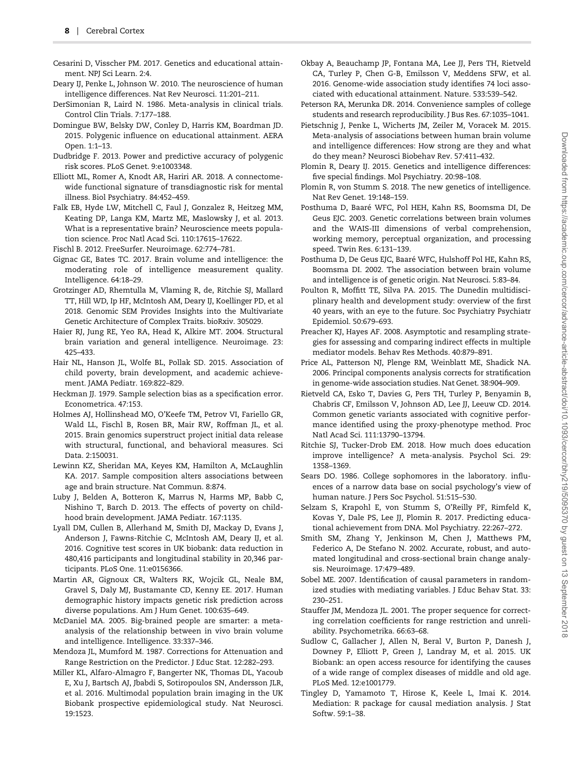Cesarini D, Visscher PM. 2017. Genetics and educational attainment. NPJ Sci Learn. 2:4.

Deary IJ, Penke L, Johnson W. 2010. The neuroscience of human intelligence differences. Nat Rev Neurosci. 11:201–211.

DerSimonian R, Laird N. 1986. Meta-analysis in clinical trials. Control Clin Trials. 7:177–188.

Domingue BW, Belsky DW, Conley D, Harris KM, Boardman JD. 2015. Polygenic influence on educational attainment. AERA Open. 1:1–13.

Dudbridge F. 2013. Power and predictive accuracy of polygenic risk scores. PLoS Genet. 9:e1003348.

Elliott ML, Romer A, Knodt AR, Hariri AR. 2018. A connectome-wide functional signature of transdiagnostic risk for mental illness. Biol Psychiatry. 84:452–459.

Falk EB, Hyde LW, Mitchell C, Faul J, Gonzalez R, Heitzeg MM, Keating DP, Langa KM, Martz ME, Maslowsky J, et al. 2013. What is a representative brain? Neuroscience meets population science. Proc Natl Acad Sci. 110:17615–17622.

Fischl B. 2012. FreeSurfer. Neuroimage. 62:774–781.

Gignac GE, Bates TC. 2017. Brain volume and intelligence: the moderating role of intelligence measurement quality. Intelligence. 64:18–29.

Grotzinger AD, Rhemtulla M, Vlaming R, de, Ritchie SJ, Mallard TT, Hill WD, Ip HF, McIntosh AM, Deary IJ, Koellinger PD, et al 2018. Genomic SEM Provides Insights into the Multivariate Genetic Architecture of Complex Traits. bioRxiv. 305029.

Haier RJ, Jung RE, Yeo RA, Head K, Alkire MT. 2004. Structural brain variation and general intelligence. Neuroimage. 23: 425–433.

Hair NL, Hanson JL, Wolfe BL, Pollak SD. 2015. Association of child poverty, brain development, and academic achievement. JAMA Pediatr. 169:822–829.

Heckman JJ. 1979. Sample selection bias as a specification error. Econometrica. 47:153.

Holmes AJ, Hollinshead MO, O'Keefe TM, Petrov VI, Fariello GR, Wald LL, Fischl B, Rosen BR, Mair RW, Roffman JL, et al. 2015. Brain genomics superstruct project initial data release with structural, functional, and behavioral measures. Sci Data. 2:150031.

Lewinn KZ, Sheridan MA, Keyes KM, Hamilton A, McLaughlin KA. 2017. Sample composition alters associations between age and brain structure. Nat Commun. 8:874.

Luby J, Belden A, Botteron K, Marrus N, Harms MP, Babb C, Nishino T, Barch D. 2013. The effects of poverty on childhood brain development. JAMA Pediatr. 167:1135.

Lyall DM, Cullen B, Allerhand M, Smith DJ, Mackay D, Evans J, Anderson J, Fawns-Ritchie C, McIntosh AM, Deary IJ, et al. 2016. Cognitive test scores in UK biobank: data reduction in 480,416 participants and longitudinal stability in 20,346 participants. PLoS One. 11:e0156366.

Martin AR, Gignoux CR, Walters RK, Wojcik GL, Neale BM, Gravel S, Daly MJ, Bustamante CD, Kenny EE. 2017. Human demographic history impacts genetic risk prediction across diverse populations. Am J Hum Genet. 100:635–649.

McDaniel MA. 2005. Big-brained people are smarter: a meta-analysis of the relationship between in vivo brain volume and intelligence. Intelligence. 33:337–346.

Mendoza JL, Mumford M. 1987. Corrections for Attenuation and Range Restriction on the Predictor. J Educ Stat. 12:282–293.

Miller KL, Alfaro-Almagro F, Bangerter NK, Thomas DL, Yacoub E, Xu J, Bartsch AJ, Jbabdi S, Sotiropoulos SN, Andersson JLR, et al. 2016. Multimodal population brain imaging in the UK Biobank prospective epidemiological study. Nat Neurosci. 19:1523.

Okbay A, Beauchamp JP, Fontana MA, Lee JJ, Pers TH, Rietveld CA, Turley P, Chen G-B, Emilsson V, Meddens SFW, et al. 2016. Genome-wide association study identifies 74 loci associated with educational attainment. Nature. 533:539–542.

Peterson RA, Merunka DR. 2014. Convenience samples of college students and research reproducibility. J Bus Res. 67:1035–1041.

Pietschnig J, Penke L, Wicherts JM, Zeiler M, Voracek M. 2015. Meta-analysis of associations between human brain volume and intelligence differences: How strong are they and what do they mean? Neurosci Biobehav Rev. 57:411–432.

Plomin R, Deary IJ. 2015. Genetics and intelligence differences: five special findings. Mol Psychiatry. 20:98–108.

Plomin R, von Stumm S. 2018. The new genetics of intelligence. Nat Rev Genet. 19:148–159.

Posthuma D, Baaré WFC, Pol HEH, Kahn RS, Boomsma DI, De Geus EJC. 2003. Genetic correlations between brain volumes and the WAIS-III dimensions of verbal comprehension, working memory, perceptual organization, and processing speed. Twin Res. 6:131–139.

Posthuma D, De Geus EJC, Baaré WFC, Hulshoff Pol HE, Kahn RS, Boomsma DI. 2002. The association between brain volume and intelligence is of genetic origin. Nat Neurosci. 5:83–84.

Poulton R, Moffitt TE, Silva PA. 2015. The Dunedin multidisciplinary health and development study: overview of the first 40 years, with an eye to the future. Soc Psychiatry Psychiatr Epidemiol. 50:679–693.

Preacher KJ, Hayes AF. 2008. Asymptotic and resampling strategies for assessing and comparing indirect effects in multiple mediator models. Behav Res Methods. 40:879–891.

Price AL, Patterson NJ, Plenge RM, Weinblatt ME, Shadick NA. 2006. Principal components analysis corrects for stratification in genome-wide association studies. Nat Genet. 38:904–909.

Rietveld CA, Esko T, Davies G, Pers TH, Turley P, Benyamin B, Chabris CF, Emilsson V, Johnson AD, Lee JJ, Leeuw CD. 2014. Common genetic variants associated with cognitive performance identified using the proxy-phenotype method. Proc Natl Acad Sci. 111:13790–13794.

Ritchie SJ, Tucker-Drob EM. 2018. How much does education improve intelligence? A meta-analysis. Psychol Sci. 29: 1358–1369.

Sears DO. 1986. College sophomores in the laboratory. influences of a narrow data base on social psychology's view of human nature. J Pers Soc Psychol. 51:515–530.

Selzam S, Krapohl E, von Stumm S, O'Reilly PF, Rimfeld K, Kovas Y, Dale PS, Lee JJ, Plomin R. 2017. Predicting educational achievement from DNA. Mol Psychiatry. 22:267–272.

Smith SM, Zhang Y, Jenkinson M, Chen J, Matthews PM, Federico A, De Stefano N. 2002. Accurate, robust, and automated longitudinal and cross-sectional brain change analysis. Neuroimage. 17:479–489.

Sobel ME. 2007. Identification of causal parameters in randomized studies with mediating variables. J Educ Behav Stat. 33: 230–251.

Stauffer JM, Mendoza JL. 2001. The proper sequence for correcting correlation coefficients for range restriction and unreliability. Psychometrika. 66:63–68.

Sudlow C, Gallacher J, Allen N, Beral V, Burton P, Danesh J, Downey P, Elliott P, Green J, Landray M, et al. 2015. UK Biobank: an open access resource for identifying the causes of a wide range of complex diseases of middle and old age. PLoS Med. 12:e1001779.

Tingley D, Yamamoto T, Hirose K, Keele L, Imai K. 2014. Mediation: R package for causal mediation analysis. J Stat Softw. 59:1–38.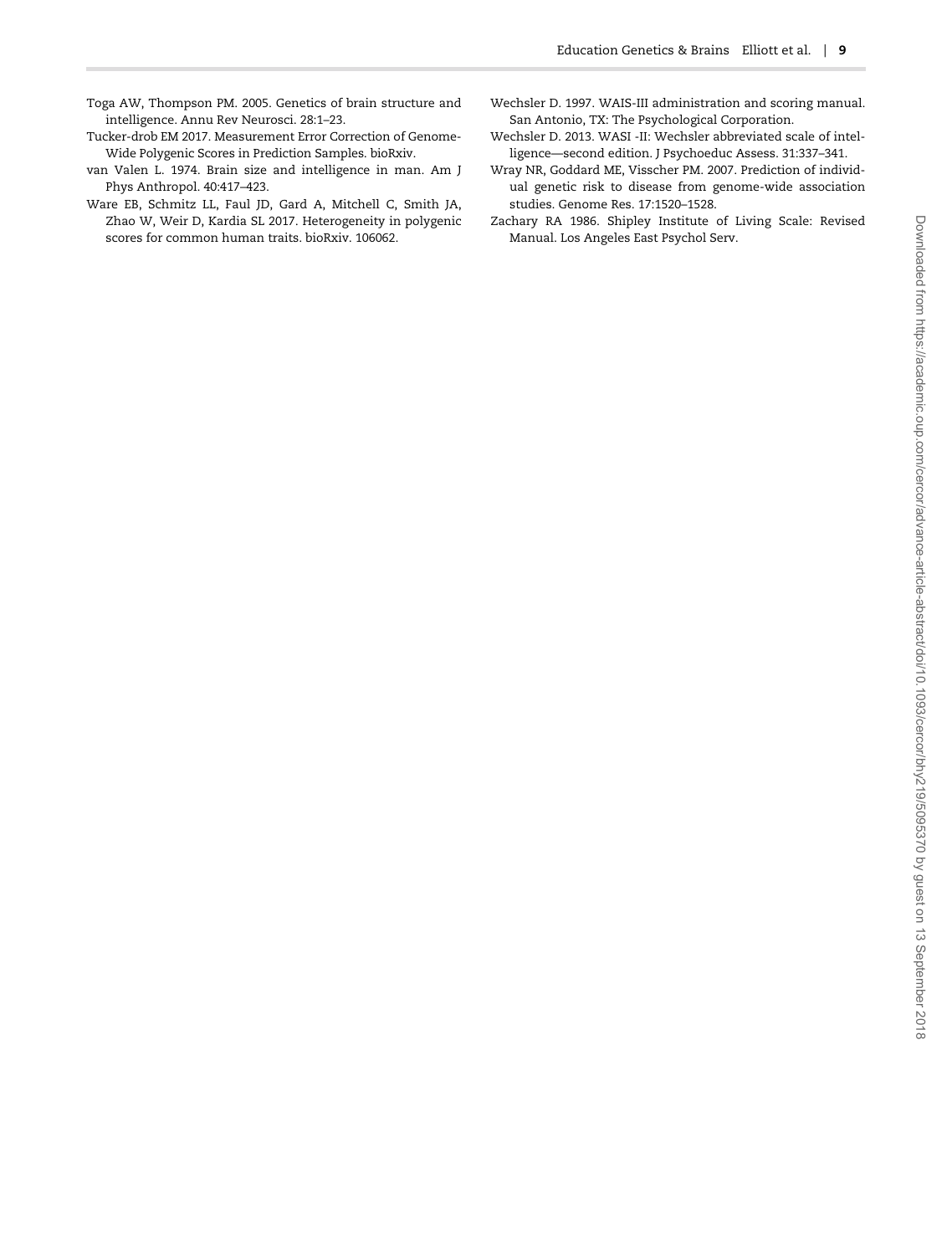Toga AW, Thompson PM. 2005. Genetics of brain structure and intelligence. Annu Rev Neurosci. 28:1–23.

Tucker-drob EM 2017. Measurement Error Correction of Genome-Wide Polygenic Scores in Prediction Samples. bioRxiv.

van Valen L. 1974. Brain size and intelligence in man. Am J Phys Anthropol. 40:417–423.

Ware EB, Schmitz LL, Faul JD, Gard A, Mitchell C, Smith JA, Zhao W, Weir D, Kardia SL 2017. Heterogeneity in polygenic scores for common human traits. bioRxiv. 106062.

Wechsler D. 1997. WAIS-III administration and scoring manual. San Antonio, TX: The Psychological Corporation.

Wechsler D. 2013. WASI -II: Wechsler abbreviated scale of intelligence—second edition. J Psychoeduc Assess. 31:337–341.

Wray NR, Goddard ME, Visscher PM. 2007. Prediction of individual genetic risk to disease from genome-wide association studies. Genome Res. 17:1520–1528.

Zachary RA 1986. Shipley Institute of Living Scale: Revised Manual. Los Angeles East Psychol Serv.